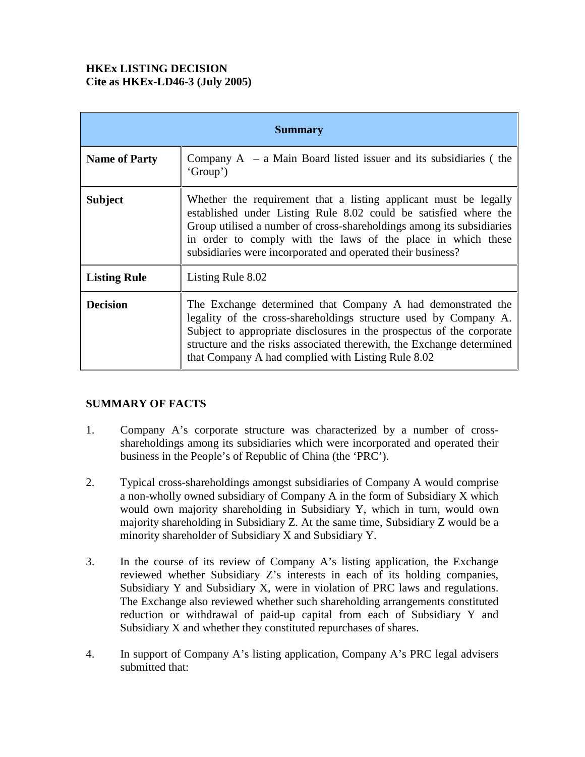**HKEx LISTING DECISION**
**Cite as HKEx-LD46-3 (July 2005)**

| Summary | |
|---|---|
| **Name of Party** | Company A – a Main Board listed issuer and its subsidiaries ( the 'Group') |
| **Subject** | Whether the requirement that a listing applicant must be legally established under Listing Rule 8.02 could be satisfied where the Group utilised a number of cross-shareholdings among its subsidiaries in order to comply with the laws of the place in which these subsidiaries were incorporated and operated their business? |
| **Listing Rule** | Listing Rule 8.02 |
| **Decision** | The Exchange determined that Company A had demonstrated the legality of the cross-shareholdings structure used by Company A. Subject to appropriate disclosures in the prospectus of the corporate structure and the risks associated therewith, the Exchange determined that Company A had complied with Listing Rule 8.02 |

**SUMMARY OF FACTS**

1. Company A's corporate structure was characterized by a number of cross-shareholdings among its subsidiaries which were incorporated and operated their business in the People's of Republic of China (the 'PRC').

2. Typical cross-shareholdings amongst subsidiaries of Company A would comprise a non-wholly owned subsidiary of Company A in the form of Subsidiary X which would own majority shareholding in Subsidiary Y, which in turn, would own majority shareholding in Subsidiary Z. At the same time, Subsidiary Z would be a minority shareholder of Subsidiary X and Subsidiary Y.

3. In the course of its review of Company A's listing application, the Exchange reviewed whether Subsidiary Z's interests in each of its holding companies, Subsidiary Y and Subsidiary X, were in violation of PRC laws and regulations. The Exchange also reviewed whether such shareholding arrangements constituted reduction or withdrawal of paid-up capital from each of Subsidiary Y and Subsidiary X and whether they constituted repurchases of shares.

4. In support of Company A's listing application, Company A's PRC legal advisers submitted that: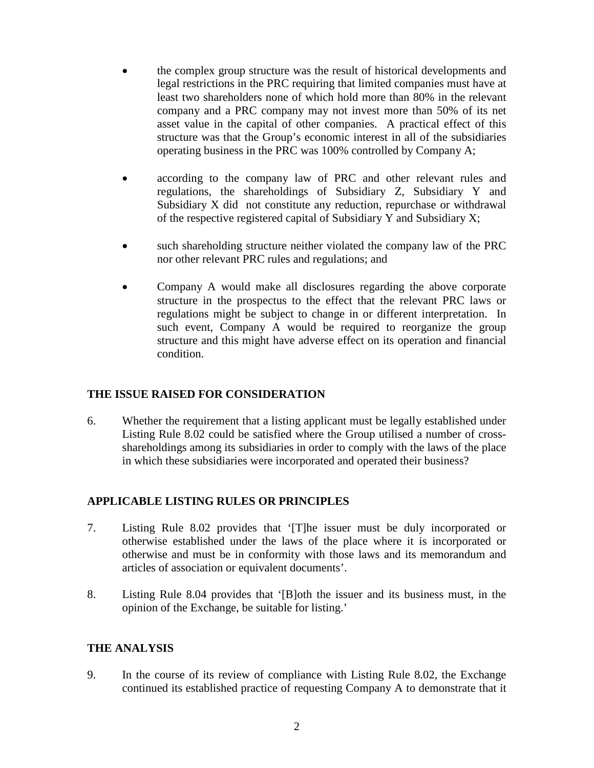- the complex group structure was the result of historical developments and legal restrictions in the PRC requiring that limited companies must have at least two shareholders none of which hold more than 80% in the relevant company and a PRC company may not invest more than 50% of its net asset value in the capital of other companies. A practical effect of this structure was that the Group's economic interest in all of the subsidiaries operating business in the PRC was 100% controlled by Company A;

- according to the company law of PRC and other relevant rules and regulations, the shareholdings of Subsidiary Z, Subsidiary Y and Subsidiary X did not constitute any reduction, repurchase or withdrawal of the respective registered capital of Subsidiary Y and Subsidiary X;

- such shareholding structure neither violated the company law of the PRC nor other relevant PRC rules and regulations; and

- Company A would make all disclosures regarding the above corporate structure in the prospectus to the effect that the relevant PRC laws or regulations might be subject to change in or different interpretation. In such event, Company A would be required to reorganize the group structure and this might have adverse effect on its operation and financial condition.

## THE ISSUE RAISED FOR CONSIDERATION

6. Whether the requirement that a listing applicant must be legally established under Listing Rule 8.02 could be satisfied where the Group utilised a number of cross-shareholdings among its subsidiaries in order to comply with the laws of the place in which these subsidiaries were incorporated and operated their business?

## APPLICABLE LISTING RULES OR PRINCIPLES

7. Listing Rule 8.02 provides that '[T]he issuer must be duly incorporated or otherwise established under the laws of the place where it is incorporated or otherwise and must be in conformity with those laws and its memorandum and articles of association or equivalent documents'.

8. Listing Rule 8.04 provides that '[B]oth the issuer and its business must, in the opinion of the Exchange, be suitable for listing.'

## THE ANALYSIS

9. In the course of its review of compliance with Listing Rule 8.02, the Exchange continued its established practice of requesting Company A to demonstrate that it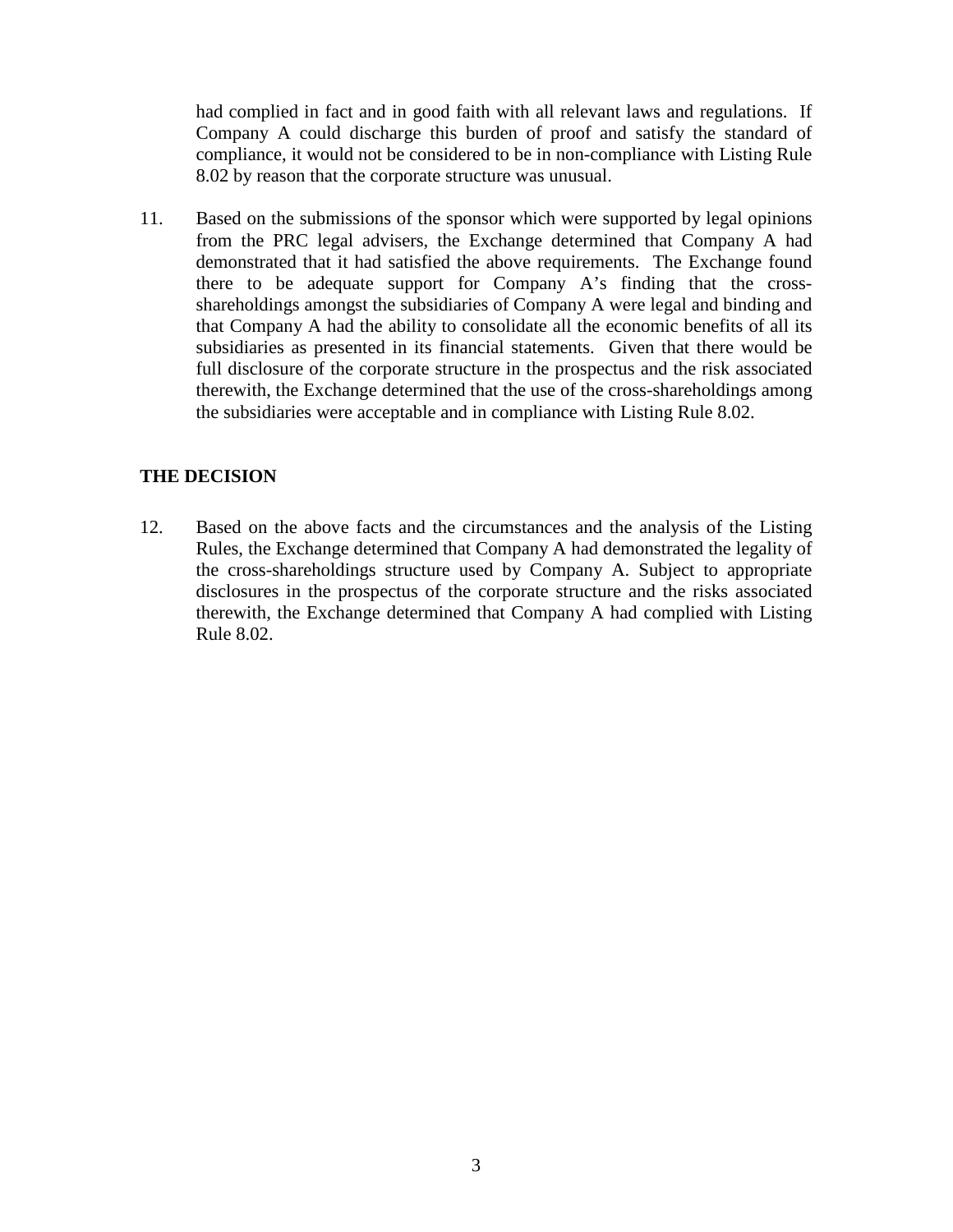had complied in fact and in good faith with all relevant laws and regulations. If Company A could discharge this burden of proof and satisfy the standard of compliance, it would not be considered to be in non-compliance with Listing Rule 8.02 by reason that the corporate structure was unusual.

11. Based on the submissions of the sponsor which were supported by legal opinions from the PRC legal advisers, the Exchange determined that Company A had demonstrated that it had satisfied the above requirements. The Exchange found there to be adequate support for Company A's finding that the cross-shareholdings amongst the subsidiaries of Company A were legal and binding and that Company A had the ability to consolidate all the economic benefits of all its subsidiaries as presented in its financial statements. Given that there would be full disclosure of the corporate structure in the prospectus and the risk associated therewith, the Exchange determined that the use of the cross-shareholdings among the subsidiaries were acceptable and in compliance with Listing Rule 8.02.

## THE DECISION

12. Based on the above facts and the circumstances and the analysis of the Listing Rules, the Exchange determined that Company A had demonstrated the legality of the cross-shareholdings structure used by Company A. Subject to appropriate disclosures in the prospectus of the corporate structure and the risks associated therewith, the Exchange determined that Company A had complied with Listing Rule 8.02.